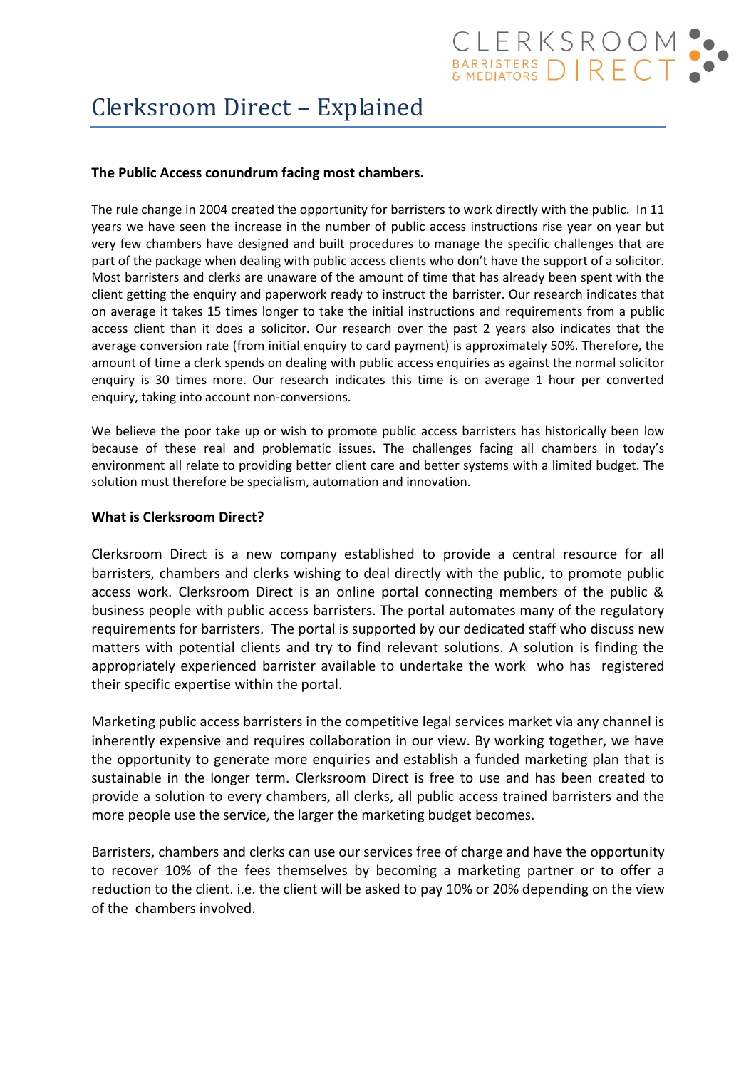# Clerksroom Direct – Explained

**The Public Access conundrum facing most chambers.**

The rule change in 2004 created the opportunity for barristers to work directly with the public. In 11 years we have seen the increase in the number of public access instructions rise year on year but very few chambers have designed and built procedures to manage the specific challenges that are part of the package when dealing with public access clients who don't have the support of a solicitor. Most barristers and clerks are unaware of the amount of time that has already been spent with the client getting the enquiry and paperwork ready to instruct the barrister. Our research indicates that on average it takes 15 times longer to take the initial instructions and requirements from a public access client than it does a solicitor. Our research over the past 2 years also indicates that the average conversion rate (from initial enquiry to card payment) is approximately 50%. Therefore, the amount of time a clerk spends on dealing with public access enquiries as against the normal solicitor enquiry is 30 times more. Our research indicates this time is on average 1 hour per converted enquiry, taking into account non-conversions.

We believe the poor take up or wish to promote public access barristers has historically been low because of these real and problematic issues. The challenges facing all chambers in today's environment all relate to providing better client care and better systems with a limited budget. The solution must therefore be specialism, automation and innovation.

**What is Clerksroom Direct?**

Clerksroom Direct is a new company established to provide a central resource for all barristers, chambers and clerks wishing to deal directly with the public, to promote public access work. Clerksroom Direct is an online portal connecting members of the public & business people with public access barristers. The portal automates many of the regulatory requirements for barristers. The portal is supported by our dedicated staff who discuss new matters with potential clients and try to find relevant solutions. A solution is finding the appropriately experienced barrister available to undertake the work who has registered their specific expertise within the portal.

Marketing public access barristers in the competitive legal services market via any channel is inherently expensive and requires collaboration in our view. By working together, we have the opportunity to generate more enquiries and establish a funded marketing plan that is sustainable in the longer term. Clerksroom Direct is free to use and has been created to provide a solution to every chambers, all clerks, all public access trained barristers and the more people use the service, the larger the marketing budget becomes.

Barristers, chambers and clerks can use our services free of charge and have the opportunity to recover 10% of the fees themselves by becoming a marketing partner or to offer a reduction to the client. i.e. the client will be asked to pay 10% or 20% depending on the view of the chambers involved.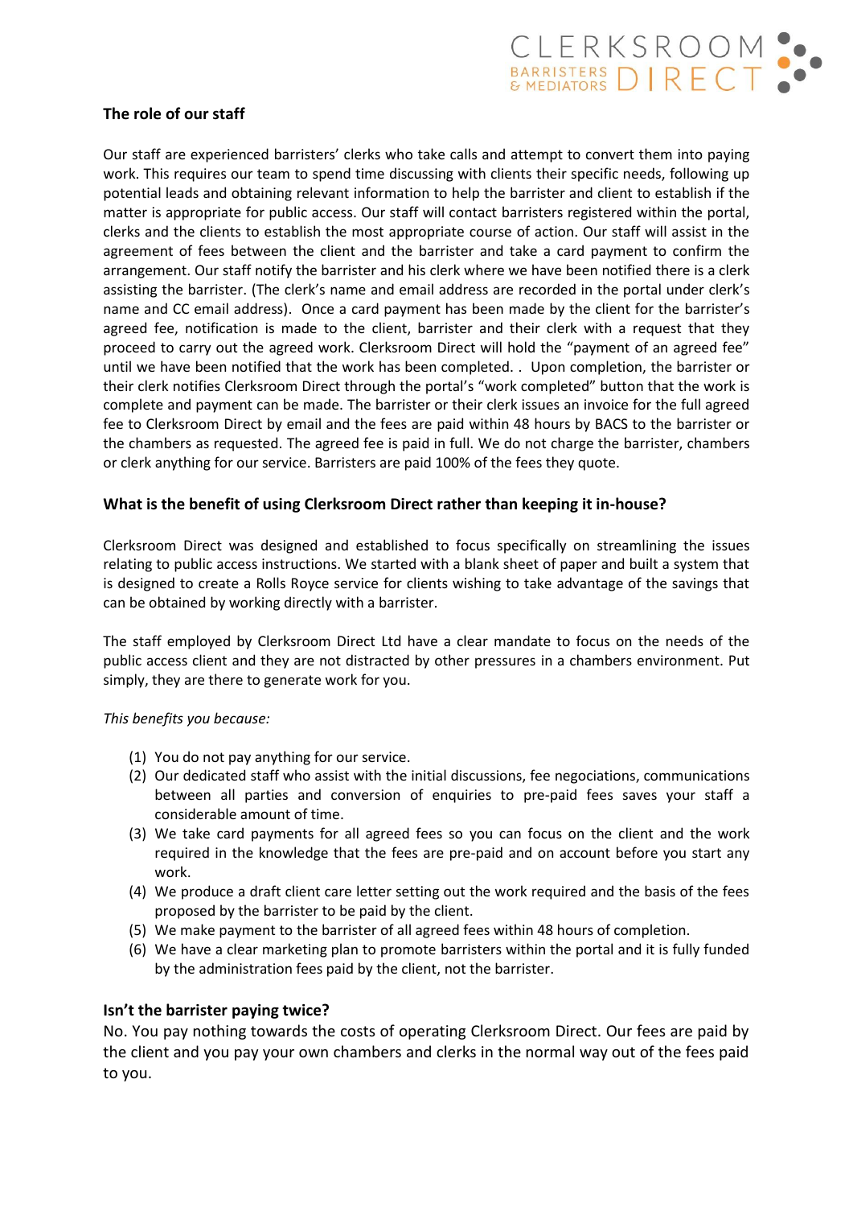### The role of our staff

Our staff are experienced barristers' clerks who take calls and attempt to convert them into paying work. This requires our team to spend time discussing with clients their specific needs, following up potential leads and obtaining relevant information to help the barrister and client to establish if the matter is appropriate for public access. Our staff will contact barristers registered within the portal, clerks and the clients to establish the most appropriate course of action. Our staff will assist in the agreement of fees between the client and the barrister and take a card payment to confirm the arrangement. Our staff notify the barrister and his clerk where we have been notified there is a clerk assisting the barrister. (The clerk's name and email address are recorded in the portal under clerk's name and CC email address). Once a card payment has been made by the client for the barrister's agreed fee, notification is made to the client, barrister and their clerk with a request that they proceed to carry out the agreed work. Clerksroom Direct will hold the "payment of an agreed fee" until we have been notified that the work has been completed. . Upon completion, the barrister or their clerk notifies Clerksroom Direct through the portal's "work completed" button that the work is complete and payment can be made. The barrister or their clerk issues an invoice for the full agreed fee to Clerksroom Direct by email and the fees are paid within 48 hours by BACS to the barrister or the chambers as requested. The agreed fee is paid in full. We do not charge the barrister, chambers or clerk anything for our service. Barristers are paid 100% of the fees they quote.

### What is the benefit of using Clerksroom Direct rather than keeping it in-house?

Clerksroom Direct was designed and established to focus specifically on streamlining the issues relating to public access instructions. We started with a blank sheet of paper and built a system that is designed to create a Rolls Royce service for clients wishing to take advantage of the savings that can be obtained by working directly with a barrister.

The staff employed by Clerksroom Direct Ltd have a clear mandate to focus on the needs of the public access client and they are not distracted by other pressures in a chambers environment. Put simply, they are there to generate work for you.

*This benefits you because:*

1. You do not pay anything for our service.
2. Our dedicated staff who assist with the initial discussions, fee negociations, communications between all parties and conversion of enquiries to pre-paid fees saves your staff a considerable amount of time.
3. We take card payments for all agreed fees so you can focus on the client and the work required in the knowledge that the fees are pre-paid and on account before you start any work.
4. We produce a draft client care letter setting out the work required and the basis of the fees proposed by the barrister to be paid by the client.
5. We make payment to the barrister of all agreed fees within 48 hours of completion.
6. We have a clear marketing plan to promote barristers within the portal and it is fully funded by the administration fees paid by the client, not the barrister.

### Isn't the barrister paying twice?

No. You pay nothing towards the costs of operating Clerksroom Direct. Our fees are paid by the client and you pay your own chambers and clerks in the normal way out of the fees paid to you.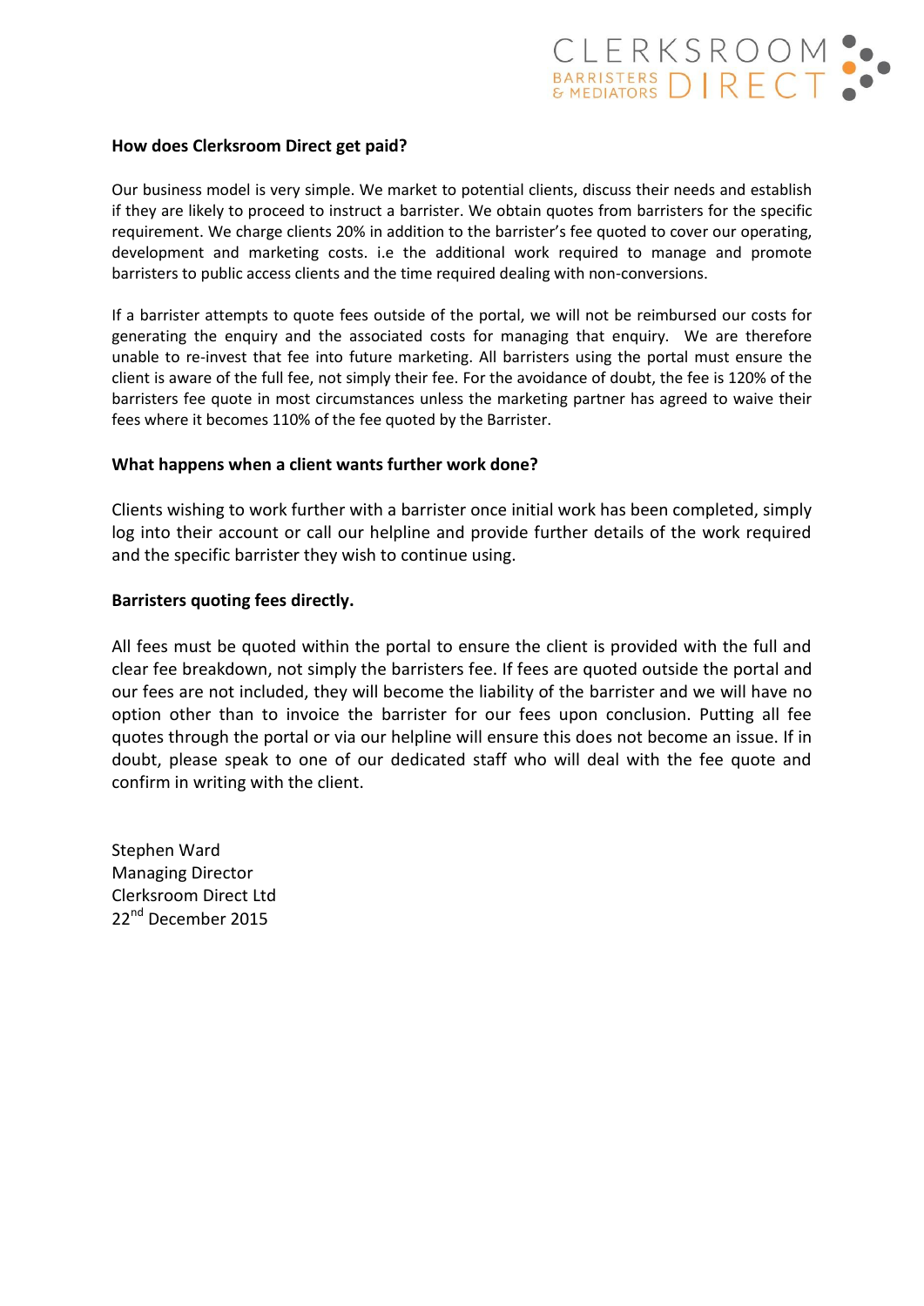**How does Clerksroom Direct get paid?**

Our business model is very simple. We market to potential clients, discuss their needs and establish if they are likely to proceed to instruct a barrister. We obtain quotes from barristers for the specific requirement. We charge clients 20% in addition to the barrister's fee quoted to cover our operating, development and marketing costs. i.e the additional work required to manage and promote barristers to public access clients and the time required dealing with non-conversions.

If a barrister attempts to quote fees outside of the portal, we will not be reimbursed our costs for generating the enquiry and the associated costs for managing that enquiry. We are therefore unable to re-invest that fee into future marketing. All barristers using the portal must ensure the client is aware of the full fee, not simply their fee. For the avoidance of doubt, the fee is 120% of the barristers fee quote in most circumstances unless the marketing partner has agreed to waive their fees where it becomes 110% of the fee quoted by the Barrister.

**What happens when a client wants further work done?**

Clients wishing to work further with a barrister once initial work has been completed, simply log into their account or call our helpline and provide further details of the work required and the specific barrister they wish to continue using.

**Barristers quoting fees directly.**

All fees must be quoted within the portal to ensure the client is provided with the full and clear fee breakdown, not simply the barristers fee. If fees are quoted outside the portal and our fees are not included, they will become the liability of the barrister and we will have no option other than to invoice the barrister for our fees upon conclusion. Putting all fee quotes through the portal or via our helpline will ensure this does not become an issue. If in doubt, please speak to one of our dedicated staff who will deal with the fee quote and confirm in writing with the client.

Stephen Ward
Managing Director
Clerksroom Direct Ltd
22nd December 2015